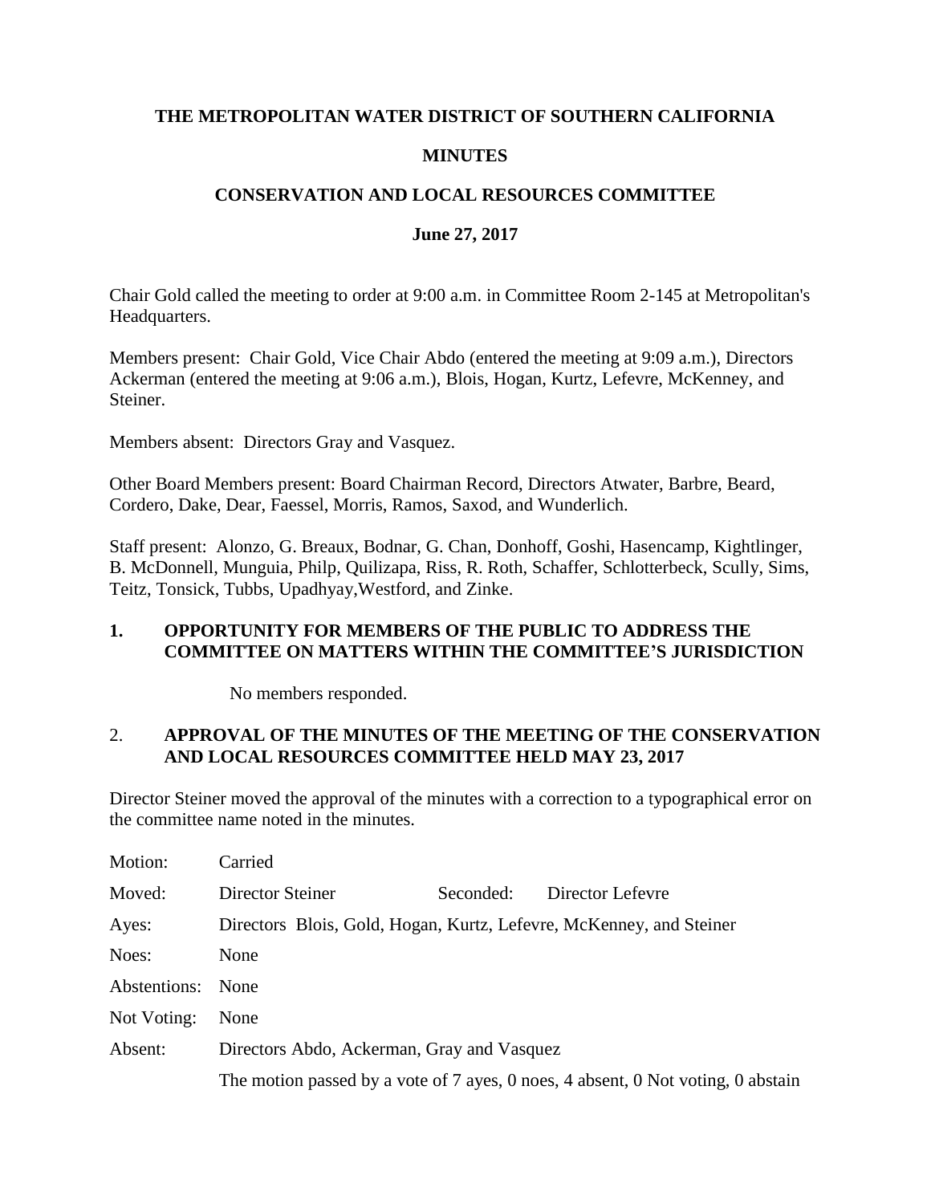**THE METROPOLITAN WATER DISTRICT OF SOUTHERN CALIFORNIA**

**MINUTES**

**CONSERVATION AND LOCAL RESOURCES COMMITTEE**

**June 27, 2017**

Chair Gold called the meeting to order at 9:00 a.m. in Committee Room 2-145 at Metropolitan's Headquarters.

Members present: Chair Gold, Vice Chair Abdo (entered the meeting at 9:09 a.m.), Directors Ackerman (entered the meeting at 9:06 a.m.), Blois, Hogan, Kurtz, Lefevre, McKenney, and Steiner.

Members absent: Directors Gray and Vasquez.

Other Board Members present: Board Chairman Record, Directors Atwater, Barbre, Beard, Cordero, Dake, Dear, Faessel, Morris, Ramos, Saxod, and Wunderlich.

Staff present: Alonzo, G. Breaux, Bodnar, G. Chan, Donhoff, Goshi, Hasencamp, Kightlinger, B. McDonnell, Munguia, Philp, Quilizapa, Riss, R. Roth, Schaffer, Schlotterbeck, Scully, Sims, Teitz, Tonsick, Tubbs, Upadhyay,Westford, and Zinke.

**1. OPPORTUNITY FOR MEMBERS OF THE PUBLIC TO ADDRESS THE COMMITTEE ON MATTERS WITHIN THE COMMITTEE'S JURISDICTION**

No members responded.

2. **APPROVAL OF THE MINUTES OF THE MEETING OF THE CONSERVATION AND LOCAL RESOURCES COMMITTEE HELD MAY 23, 2017**

Director Steiner moved the approval of the minutes with a correction to a typographical error on the committee name noted in the minutes.

| | | | |
|---|---|---|---|
| Motion: | Carried | | |
| Moved: | Director Steiner | Seconded: | Director Lefevre |
| Ayes: | Directors Blois, Gold, Hogan, Kurtz, Lefevre, McKenney, and Steiner | | |
| Noes: | None | | |
| Abstentions: | None | | |
| Not Voting: | None | | |
| Absent: | Directors Abdo, Ackerman, Gray and Vasquez | | |
| | The motion passed by a vote of 7 ayes, 0 noes, 4 absent, 0 Not voting, 0 abstain | | |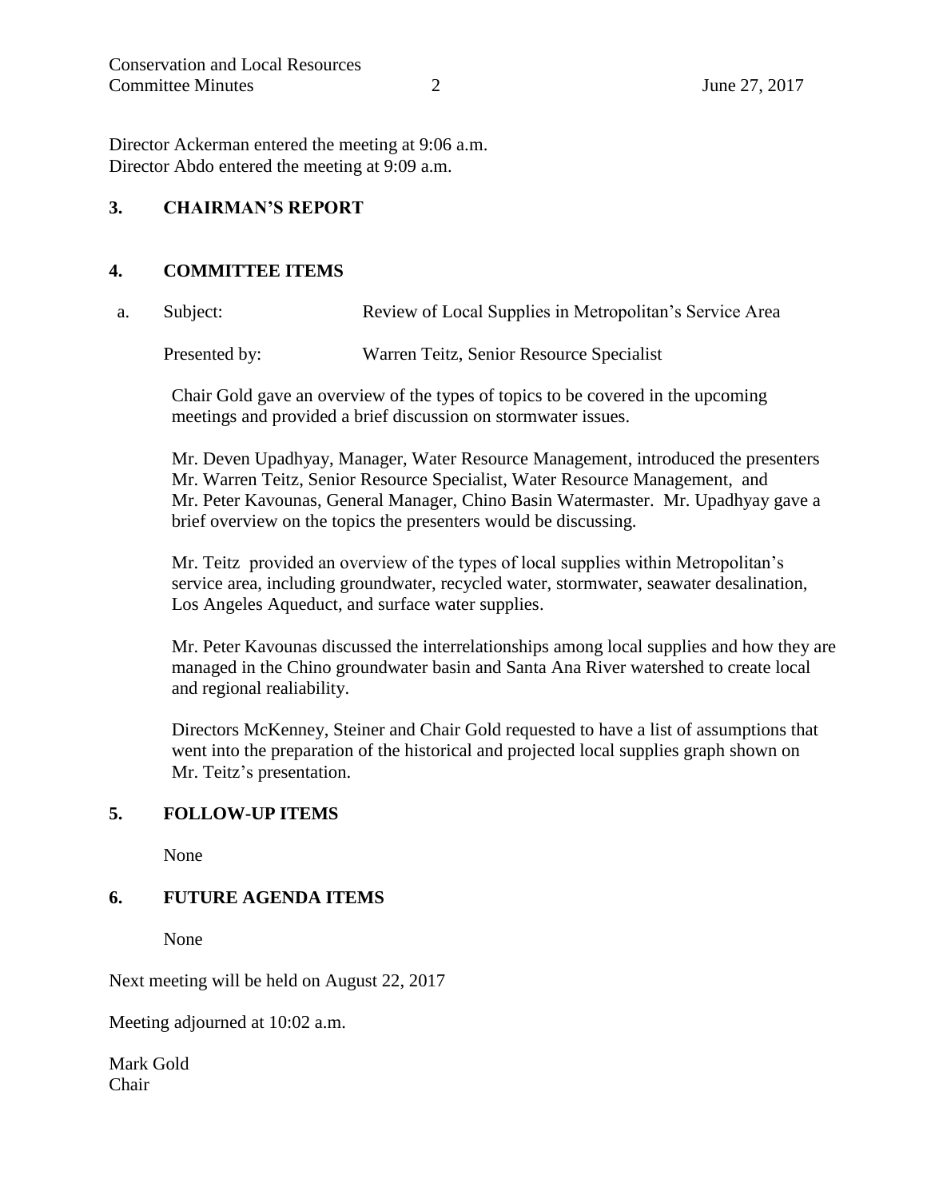Director Ackerman entered the meeting at 9:06 a.m.
Director Abdo entered the meeting at 9:09 a.m.

## 3. CHAIRMAN'S REPORT

## 4. COMMITTEE ITEMS

a. Subject: Review of Local Supplies in Metropolitan's Service Area

Presented by: Warren Teitz, Senior Resource Specialist

Chair Gold gave an overview of the types of topics to be covered in the upcoming meetings and provided a brief discussion on stormwater issues.

Mr. Deven Upadhyay, Manager, Water Resource Management, introduced the presenters Mr. Warren Teitz, Senior Resource Specialist, Water Resource Management, and Mr. Peter Kavounas, General Manager, Chino Basin Watermaster. Mr. Upadhyay gave a brief overview on the topics the presenters would be discussing.

Mr. Teitz provided an overview of the types of local supplies within Metropolitan's service area, including groundwater, recycled water, stormwater, seawater desalination, Los Angeles Aqueduct, and surface water supplies.

Mr. Peter Kavounas discussed the interrelationships among local supplies and how they are managed in the Chino groundwater basin and Santa Ana River watershed to create local and regional realiability.

Directors McKenney, Steiner and Chair Gold requested to have a list of assumptions that went into the preparation of the historical and projected local supplies graph shown on Mr. Teitz's presentation.

## 5. FOLLOW-UP ITEMS

None

## 6. FUTURE AGENDA ITEMS

None

Next meeting will be held on August 22, 2017

Meeting adjourned at 10:02 a.m.

Mark Gold
Chair